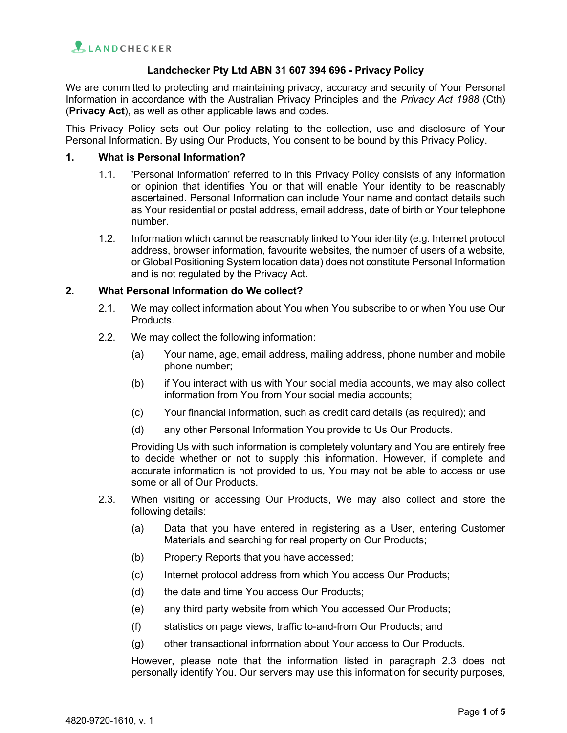LANDCHECKER

# Landchecker Pty Ltd ABN 31 607 394 696 - Privacy Policy

We are committed to protecting and maintaining privacy, accuracy and security of Your Personal Information in accordance with the Australian Privacy Principles and the *Privacy Act 1988* (Cth) (**Privacy Act**), as well as other applicable laws and codes.

This Privacy Policy sets out Our policy relating to the collection, use and disclosure of Your Personal Information. By using Our Products, You consent to be bound by this Privacy Policy.

## 1. What is Personal Information?

1.1. 'Personal Information' referred to in this Privacy Policy consists of any information or opinion that identifies You or that will enable Your identity to be reasonably ascertained. Personal Information can include Your name and contact details such as Your residential or postal address, email address, date of birth or Your telephone number.

1.2. Information which cannot be reasonably linked to Your identity (e.g. Internet protocol address, browser information, favourite websites, the number of users of a website, or Global Positioning System location data) does not constitute Personal Information and is not regulated by the Privacy Act.

## 2. What Personal Information do We collect?

2.1. We may collect information about You when You subscribe to or when You use Our Products.

2.2. We may collect the following information:

(a) Your name, age, email address, mailing address, phone number and mobile phone number;

(b) if You interact with us with Your social media accounts, we may also collect information from You from Your social media accounts;

(c) Your financial information, such as credit card details (as required); and

(d) any other Personal Information You provide to Us Our Products.

Providing Us with such information is completely voluntary and You are entirely free to decide whether or not to supply this information. However, if complete and accurate information is not provided to us, You may not be able to access or use some or all of Our Products.

2.3. When visiting or accessing Our Products, We may also collect and store the following details:

(a) Data that you have entered in registering as a User, entering Customer Materials and searching for real property on Our Products;

(b) Property Reports that you have accessed;

(c) Internet protocol address from which You access Our Products;

(d) the date and time You access Our Products;

(e) any third party website from which You accessed Our Products;

(f) statistics on page views, traffic to-and-from Our Products; and

(g) other transactional information about Your access to Our Products.

However, please note that the information listed in paragraph 2.3 does not personally identify You. Our servers may use this information for security purposes,

4820-9720-1610, v. 1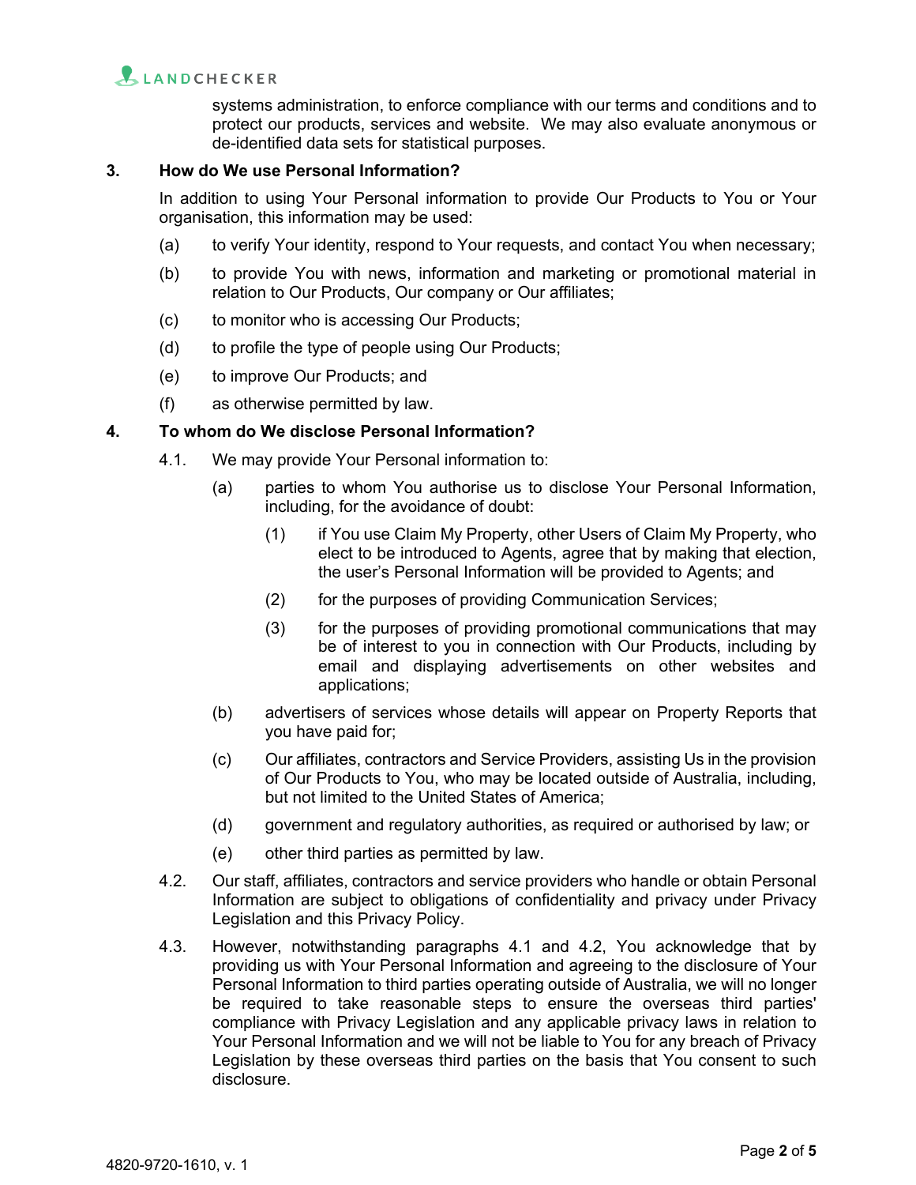systems administration, to enforce compliance with our terms and conditions and to protect our products, services and website. We may also evaluate anonymous or de-identified data sets for statistical purposes.

## 3. How do We use Personal Information?

In addition to using Your Personal information to provide Our Products to You or Your organisation, this information may be used:

(a) to verify Your identity, respond to Your requests, and contact You when necessary;

(b) to provide You with news, information and marketing or promotional material in relation to Our Products, Our company or Our affiliates;

(c) to monitor who is accessing Our Products;

(d) to profile the type of people using Our Products;

(e) to improve Our Products; and

(f) as otherwise permitted by law.

## 4. To whom do We disclose Personal Information?

4.1. We may provide Your Personal information to:

(a) parties to whom You authorise us to disclose Your Personal Information, including, for the avoidance of doubt:

(1) if You use Claim My Property, other Users of Claim My Property, who elect to be introduced to Agents, agree that by making that election, the user's Personal Information will be provided to Agents; and

(2) for the purposes of providing Communication Services;

(3) for the purposes of providing promotional communications that may be of interest to you in connection with Our Products, including by email and displaying advertisements on other websites and applications;

(b) advertisers of services whose details will appear on Property Reports that you have paid for;

(c) Our affiliates, contractors and Service Providers, assisting Us in the provision of Our Products to You, who may be located outside of Australia, including, but not limited to the United States of America;

(d) government and regulatory authorities, as required or authorised by law; or

(e) other third parties as permitted by law.

4.2. Our staff, affiliates, contractors and service providers who handle or obtain Personal Information are subject to obligations of confidentiality and privacy under Privacy Legislation and this Privacy Policy.

4.3. However, notwithstanding paragraphs 4.1 and 4.2, You acknowledge that by providing us with Your Personal Information and agreeing to the disclosure of Your Personal Information to third parties operating outside of Australia, we will no longer be required to take reasonable steps to ensure the overseas third parties' compliance with Privacy Legislation and any applicable privacy laws in relation to Your Personal Information and we will not be liable to You for any breach of Privacy Legislation by these overseas third parties on the basis that You consent to such disclosure.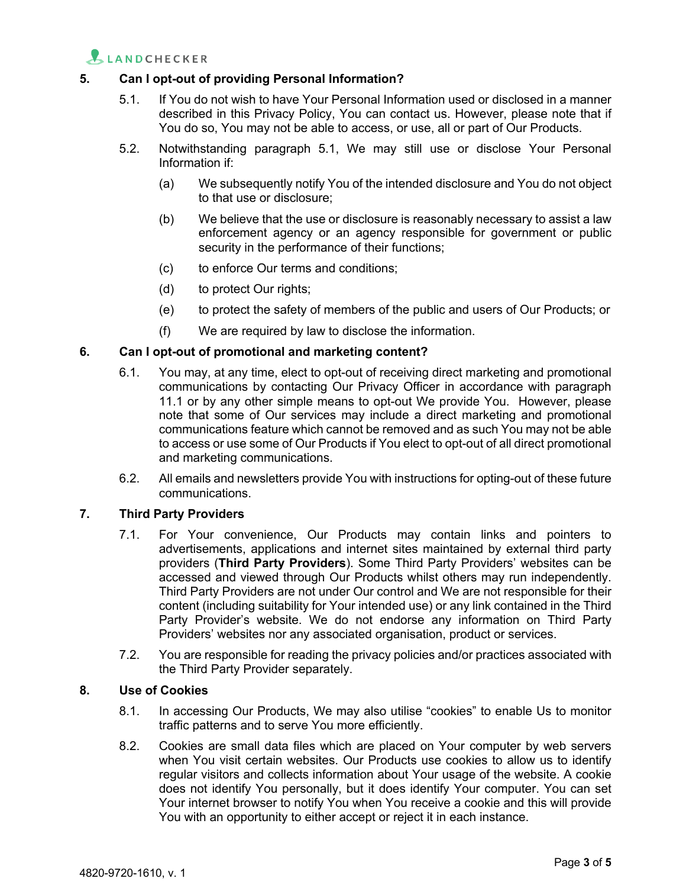## 5. Can I opt-out of providing Personal Information?

5.1. If You do not wish to have Your Personal Information used or disclosed in a manner described in this Privacy Policy, You can contact us. However, please note that if You do so, You may not be able to access, or use, all or part of Our Products.

5.2. Notwithstanding paragraph 5.1, We may still use or disclose Your Personal Information if:

(a) We subsequently notify You of the intended disclosure and You do not object to that use or disclosure;

(b) We believe that the use or disclosure is reasonably necessary to assist a law enforcement agency or an agency responsible for government or public security in the performance of their functions;

(c) to enforce Our terms and conditions;

(d) to protect Our rights;

(e) to protect the safety of members of the public and users of Our Products; or

(f) We are required by law to disclose the information.

## 6. Can I opt-out of promotional and marketing content?

6.1. You may, at any time, elect to opt-out of receiving direct marketing and promotional communications by contacting Our Privacy Officer in accordance with paragraph 11.1 or by any other simple means to opt-out We provide You. However, please note that some of Our services may include a direct marketing and promotional communications feature which cannot be removed and as such You may not be able to access or use some of Our Products if You elect to opt-out of all direct promotional and marketing communications.

6.2. All emails and newsletters provide You with instructions for opting-out of these future communications.

## 7. Third Party Providers

7.1. For Your convenience, Our Products may contain links and pointers to advertisements, applications and internet sites maintained by external third party providers (**Third Party Providers**). Some Third Party Providers' websites can be accessed and viewed through Our Products whilst others may run independently. Third Party Providers are not under Our control and We are not responsible for their content (including suitability for Your intended use) or any link contained in the Third Party Provider's website. We do not endorse any information on Third Party Providers' websites nor any associated organisation, product or services.

7.2. You are responsible for reading the privacy policies and/or practices associated with the Third Party Provider separately.

## 8. Use of Cookies

8.1. In accessing Our Products, We may also utilise "cookies" to enable Us to monitor traffic patterns and to serve You more efficiently.

8.2. Cookies are small data files which are placed on Your computer by web servers when You visit certain websites. Our Products use cookies to allow us to identify regular visitors and collects information about Your usage of the website. A cookie does not identify You personally, but it does identify Your computer. You can set Your internet browser to notify You when You receive a cookie and this will provide You with an opportunity to either accept or reject it in each instance.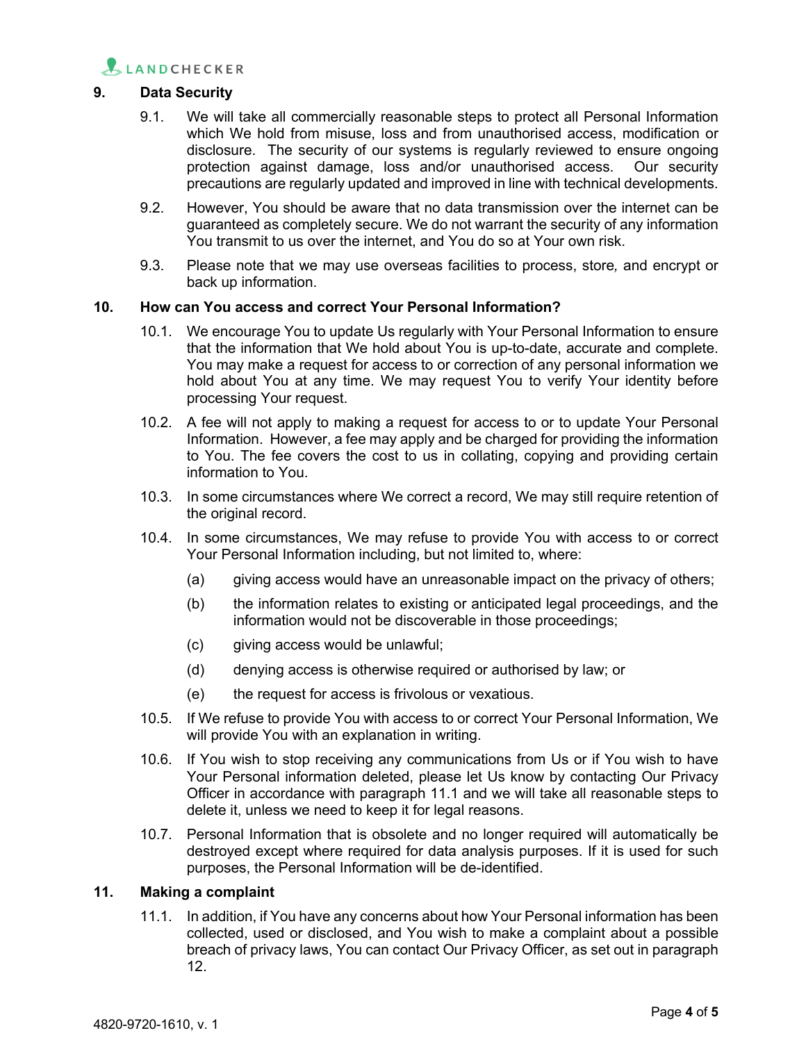## 9. Data Security

9.1. We will take all commercially reasonable steps to protect all Personal Information which We hold from misuse, loss and from unauthorised access, modification or disclosure. The security of our systems is regularly reviewed to ensure ongoing protection against damage, loss and/or unauthorised access. Our security precautions are regularly updated and improved in line with technical developments.

9.2. However, You should be aware that no data transmission over the internet can be guaranteed as completely secure. We do not warrant the security of any information You transmit to us over the internet, and You do so at Your own risk.

9.3. Please note that we may use overseas facilities to process, store, and encrypt or back up information.

## 10. How can You access and correct Your Personal Information?

10.1. We encourage You to update Us regularly with Your Personal Information to ensure that the information that We hold about You is up-to-date, accurate and complete. You may make a request for access to or correction of any personal information we hold about You at any time. We may request You to verify Your identity before processing Your request.

10.2. A fee will not apply to making a request for access to or to update Your Personal Information. However, a fee may apply and be charged for providing the information to You. The fee covers the cost to us in collating, copying and providing certain information to You.

10.3. In some circumstances where We correct a record, We may still require retention of the original record.

10.4. In some circumstances, We may refuse to provide You with access to or correct Your Personal Information including, but not limited to, where:

(a) giving access would have an unreasonable impact on the privacy of others;

(b) the information relates to existing or anticipated legal proceedings, and the information would not be discoverable in those proceedings;

(c) giving access would be unlawful;

(d) denying access is otherwise required or authorised by law; or

(e) the request for access is frivolous or vexatious.

10.5. If We refuse to provide You with access to or correct Your Personal Information, We will provide You with an explanation in writing.

10.6. If You wish to stop receiving any communications from Us or if You wish to have Your Personal information deleted, please let Us know by contacting Our Privacy Officer in accordance with paragraph 11.1 and we will take all reasonable steps to delete it, unless we need to keep it for legal reasons.

10.7. Personal Information that is obsolete and no longer required will automatically be destroyed except where required for data analysis purposes. If it is used for such purposes, the Personal Information will be de-identified.

## 11. Making a complaint

11.1. In addition, if You have any concerns about how Your Personal information has been collected, used or disclosed, and You wish to make a complaint about a possible breach of privacy laws, You can contact Our Privacy Officer, as set out in paragraph 12.

4820-9720-1610, v. 1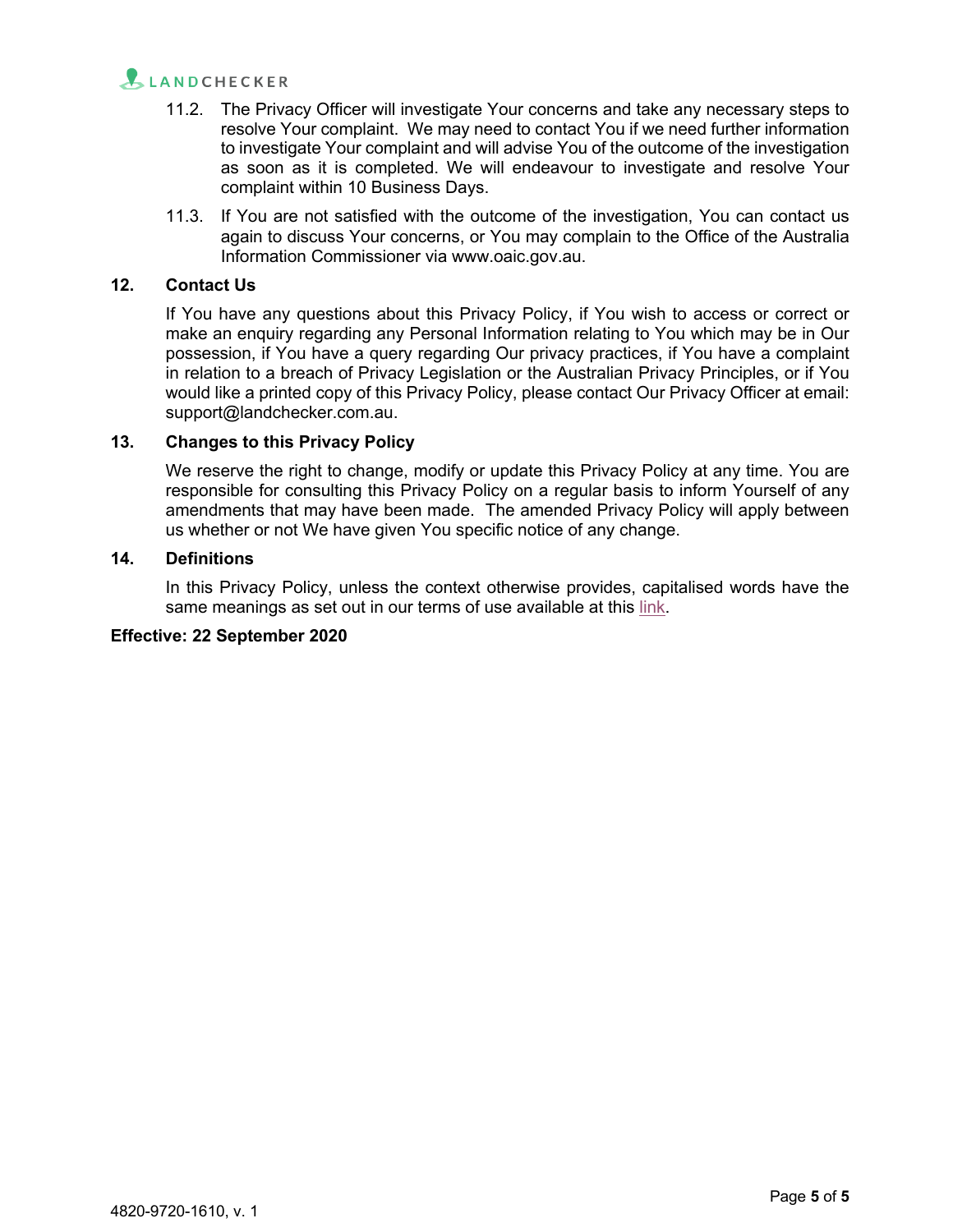11.2. The Privacy Officer will investigate Your concerns and take any necessary steps to resolve Your complaint. We may need to contact You if we need further information to investigate Your complaint and will advise You of the outcome of the investigation as soon as it is completed. We will endeavour to investigate and resolve Your complaint within 10 Business Days.

11.3. If You are not satisfied with the outcome of the investigation, You can contact us again to discuss Your concerns, or You may complain to the Office of the Australia Information Commissioner via www.oaic.gov.au.

## 12. Contact Us

If You have any questions about this Privacy Policy, if You wish to access or correct or make an enquiry regarding any Personal Information relating to You which may be in Our possession, if You have a query regarding Our privacy practices, if You have a complaint in relation to a breach of Privacy Legislation or the Australian Privacy Principles, or if You would like a printed copy of this Privacy Policy, please contact Our Privacy Officer at email: support@landchecker.com.au.

## 13. Changes to this Privacy Policy

We reserve the right to change, modify or update this Privacy Policy at any time. You are responsible for consulting this Privacy Policy on a regular basis to inform Yourself of any amendments that may have been made. The amended Privacy Policy will apply between us whether or not We have given You specific notice of any change.

## 14. Definitions

In this Privacy Policy, unless the context otherwise provides, capitalised words have the same meanings as set out in our terms of use available at this link.

**Effective: 22 September 2020**

4820-9720-1610, v. 1